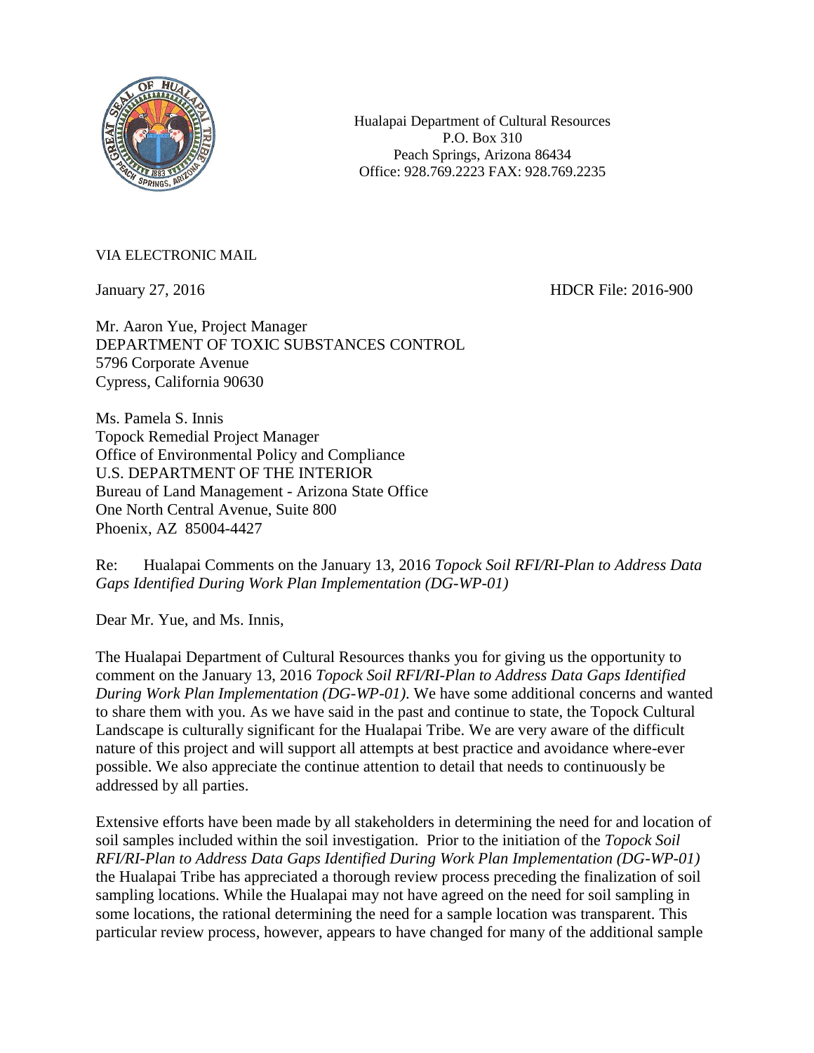Hualapai Department of Cultural Resources
P.O. Box 310
Peach Springs, Arizona 86434
Office: 928.769.2223 FAX: 928.769.2235

VIA ELECTRONIC MAIL

January 27, 2016

HDCR File: 2016-900

Mr. Aaron Yue, Project Manager
DEPARTMENT OF TOXIC SUBSTANCES CONTROL
5796 Corporate Avenue
Cypress, California 90630

Ms. Pamela S. Innis
Topock Remedial Project Manager
Office of Environmental Policy and Compliance
U.S. DEPARTMENT OF THE INTERIOR
Bureau of Land Management - Arizona State Office
One North Central Avenue, Suite 800
Phoenix, AZ 85004-4427

Re: Hualapai Comments on the January 13, 2016 *Topock Soil RFI/RI-Plan to Address Data Gaps Identified During Work Plan Implementation (DG-WP-01)*

Dear Mr. Yue, and Ms. Innis,

The Hualapai Department of Cultural Resources thanks you for giving us the opportunity to comment on the January 13, 2016 *Topock Soil RFI/RI-Plan to Address Data Gaps Identified During Work Plan Implementation (DG-WP-01)*. We have some additional concerns and wanted to share them with you. As we have said in the past and continue to state, the Topock Cultural Landscape is culturally significant for the Hualapai Tribe. We are very aware of the difficult nature of this project and will support all attempts at best practice and avoidance where-ever possible. We also appreciate the continue attention to detail that needs to continuously be addressed by all parties.

Extensive efforts have been made by all stakeholders in determining the need for and location of soil samples included within the soil investigation. Prior to the initiation of the *Topock Soil RFI/RI-Plan to Address Data Gaps Identified During Work Plan Implementation (DG-WP-01)* the Hualapai Tribe has appreciated a thorough review process preceding the finalization of soil sampling locations. While the Hualapai may not have agreed on the need for soil sampling in some locations, the rational determining the need for a sample location was transparent. This particular review process, however, appears to have changed for many of the additional sample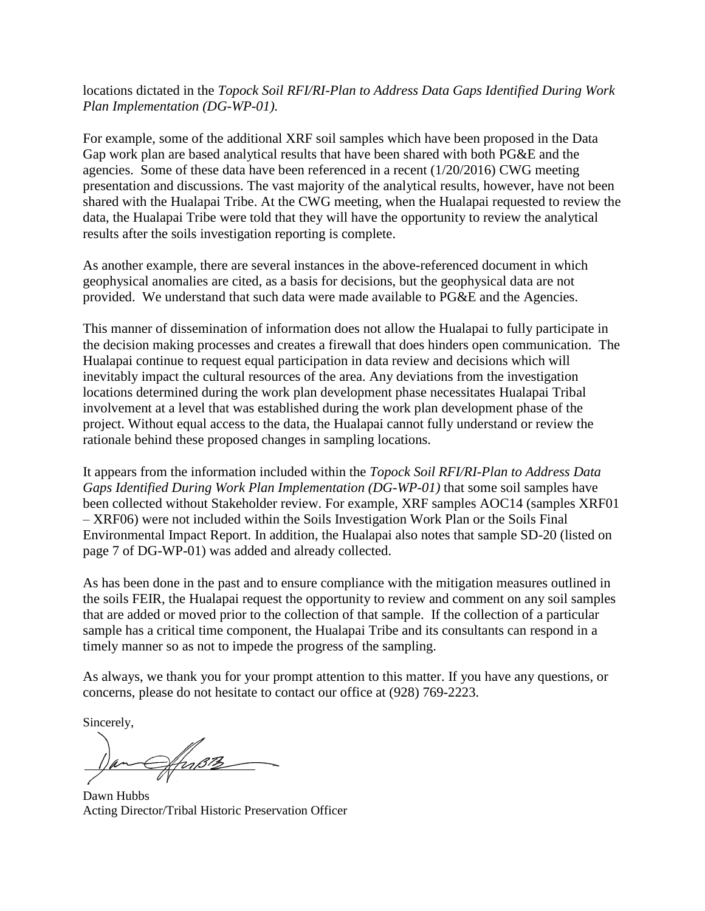locations dictated in the *Topock Soil RFI/RI-Plan to Address Data Gaps Identified During Work Plan Implementation (DG-WP-01).*

For example, some of the additional XRF soil samples which have been proposed in the Data Gap work plan are based analytical results that have been shared with both PG&E and the agencies. Some of these data have been referenced in a recent (1/20/2016) CWG meeting presentation and discussions. The vast majority of the analytical results, however, have not been shared with the Hualapai Tribe. At the CWG meeting, when the Hualapai requested to review the data, the Hualapai Tribe were told that they will have the opportunity to review the analytical results after the soils investigation reporting is complete.

As another example, there are several instances in the above-referenced document in which geophysical anomalies are cited, as a basis for decisions, but the geophysical data are not provided. We understand that such data were made available to PG&E and the Agencies.

This manner of dissemination of information does not allow the Hualapai to fully participate in the decision making processes and creates a firewall that does hinders open communication. The Hualapai continue to request equal participation in data review and decisions which will inevitably impact the cultural resources of the area. Any deviations from the investigation locations determined during the work plan development phase necessitates Hualapai Tribal involvement at a level that was established during the work plan development phase of the project. Without equal access to the data, the Hualapai cannot fully understand or review the rationale behind these proposed changes in sampling locations.

It appears from the information included within the *Topock Soil RFI/RI-Plan to Address Data Gaps Identified During Work Plan Implementation (DG-WP-01)* that some soil samples have been collected without Stakeholder review. For example, XRF samples AOC14 (samples XRF01 – XRF06) were not included within the Soils Investigation Work Plan or the Soils Final Environmental Impact Report. In addition, the Hualapai also notes that sample SD-20 (listed on page 7 of DG-WP-01) was added and already collected.

As has been done in the past and to ensure compliance with the mitigation measures outlined in the soils FEIR, the Hualapai request the opportunity to review and comment on any soil samples that are added or moved prior to the collection of that sample. If the collection of a particular sample has a critical time component, the Hualapai Tribe and its consultants can respond in a timely manner so as not to impede the progress of the sampling.

As always, we thank you for your prompt attention to this matter. If you have any questions, or concerns, please do not hesitate to contact our office at (928) 769-2223.

Sincerely,

Dawn Hubbs
Acting Director/Tribal Historic Preservation Officer